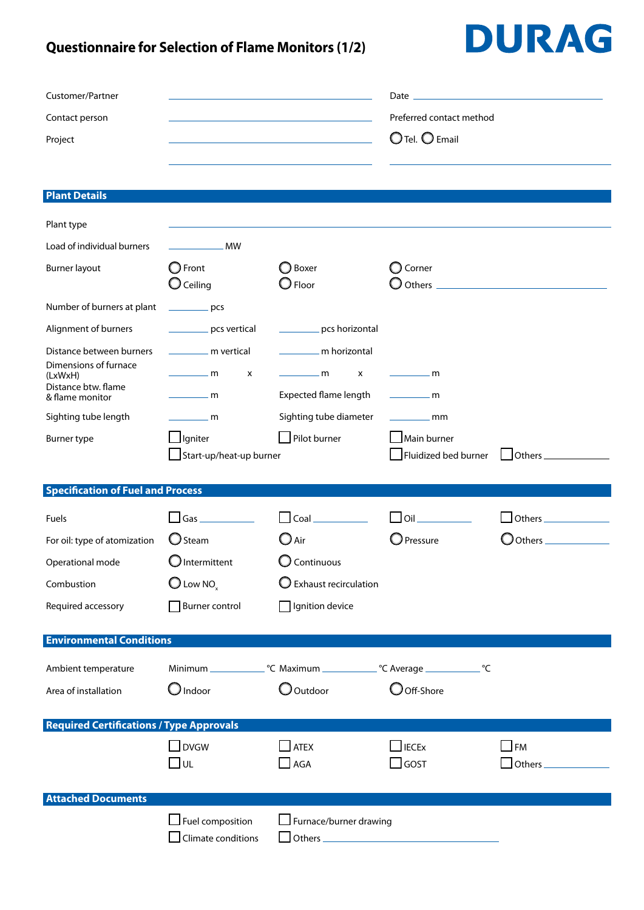# Questionnaire for Selection of Flame Monitors (1/2)

**DURAG**

Customer/Partner ____________________

Contact person ____________________

Project ____________________

Date ____________________

Preferred contact method

○ Tel. ○ Email

____________________

## Plant Details

Plant type ____________________

Load of individual burners ________ MW

Burner layout
- ○ Front
- ○ Boxer
- ○ Corner
- ○ Ceiling
- ○ Floor
- ○ Others ____________

Number of burners at plant ________ pcs

Alignment of burners ________ pcs vertical ________ pcs horizontal

Distance between burners ________ m vertical ________ m horizontal

Dimensions of furnace (LxWxH) ________ m x ________ m x ________ m

Distance btw. flame & flame monitor ________ m

Expected flame length ________ m

Sighting tube length ________ m

Sighting tube diameter ________ mm

Burner type
- ☐ Igniter
- ☐ Pilot burner
- ☐ Main burner
- ☐ Start-up/heat-up burner
- ☐ Fluidized bed burner
- ☐ Others ________

## Specification of Fuel and Process

Fuels
- ☐ Gas ________
- ☐ Coal ________
- ☐ Oil ________
- ☐ Others ________

For oil: type of atomization
- ○ Steam
- ○ Air
- ○ Pressure
- ○ Others ________

Operational mode
- ○ Intermittent
- ○ Continuous

Combustion
- ○ Low $NO_x$
- ○ Exhaust recirculation

Required accessory
- ☐ Burner control
- ☐ Ignition device

## Environmental Conditions

Ambient temperature Minimum ________ °C Maximum ________ °C Average ________ °C

Area of installation
- ○ Indoor
- ○ Outdoor
- ○ Off-Shore

## Required Certifications / Type Approvals

- ☐ DVGW
- ☐ ATEX
- ☐ IECEx
- ☐ FM
- ☐ UL
- ☐ AGA
- ☐ GOST
- ☐ Others ________

## Attached Documents

- ☐ Fuel composition
- ☐ Furnace/burner drawing
- ☐ Climate conditions
- ☐ Others ____________________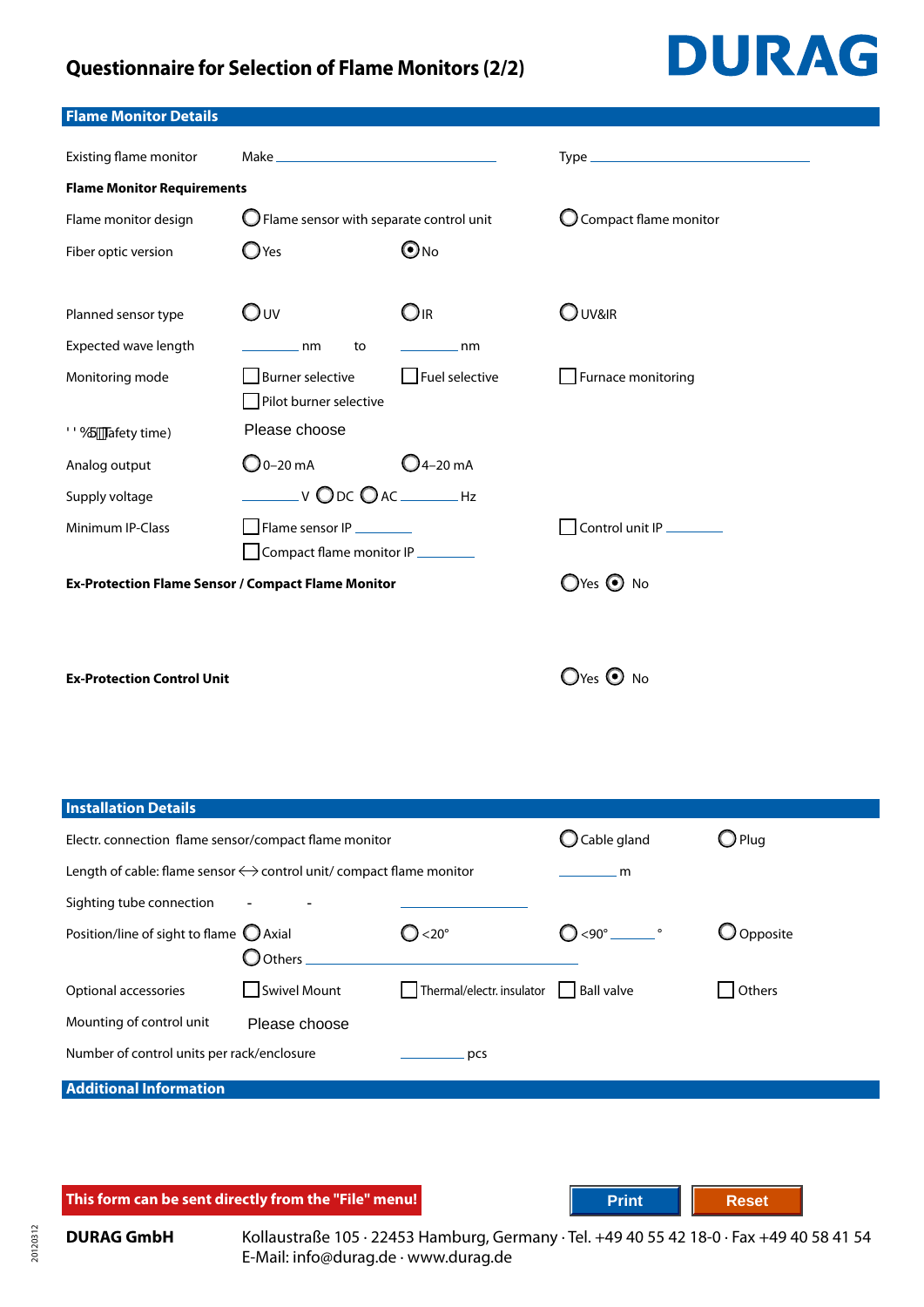# Questionnaire for Selection of Flame Monitors (2/2)

DURAG

## Flame Monitor Details

Existing flame monitor — Make ______________________ Type ______________________

**Flame Monitor Requirements**

Flame monitor design: ○ Flame sensor with separate control unit ○ Compact flame monitor

Fiber optic version: ○ Yes ⦿ No

Planned sensor type: ○ UV ○ IR ○ UV&IR

Expected wave length: ________ nm to ________ nm

Monitoring mode: ☐ Burner selective ☐ Fuel selective ☐ Furnace monitoring
☐ Pilot burner selective

' ' %5□Tafety time) — Please choose

Analog output: ○ 0–20 mA ○ 4–20 mA

Supply voltage: ________ V ○ DC ○ AC ________ Hz

Minimum IP-Class: ☐ Flame sensor IP ________ ☐ Control unit IP ________
☐ Compact flame monitor IP ________

**Ex-Protection Flame Sensor / Compact Flame Monitor** ○ Yes ⦿ No

**Ex-Protection Control Unit** ○ Yes ⦿ No

## Installation Details

Electr. connection flame sensor/compact flame monitor: ○ Cable gland ○ Plug

Length of cable: flame sensor ↔ control unit/ compact flame monitor ________ m

Sighting tube connection - - ________________

Position/line of sight to flame: ○ Axial ○ <20° ○ <90° ________ ° ○ Opposite
○ Others ______________________________

Optional accessories: ☐ Swivel Mount ☐ Thermal/electr. insulator ☐ Ball valve ☐ Others

Mounting of control unit — Please choose

Number of control units per rack/enclosure ________ pcs

## Additional Information

**This form can be sent directly from the "File" menu!**

Print Reset

**DURAG GmbH** Kollaustraße 105 · 22453 Hamburg, Germany · Tel. +49 40 55 42 18-0 · Fax +49 40 58 41 54
E-Mail: info@durag.de · www.durag.de

20120312